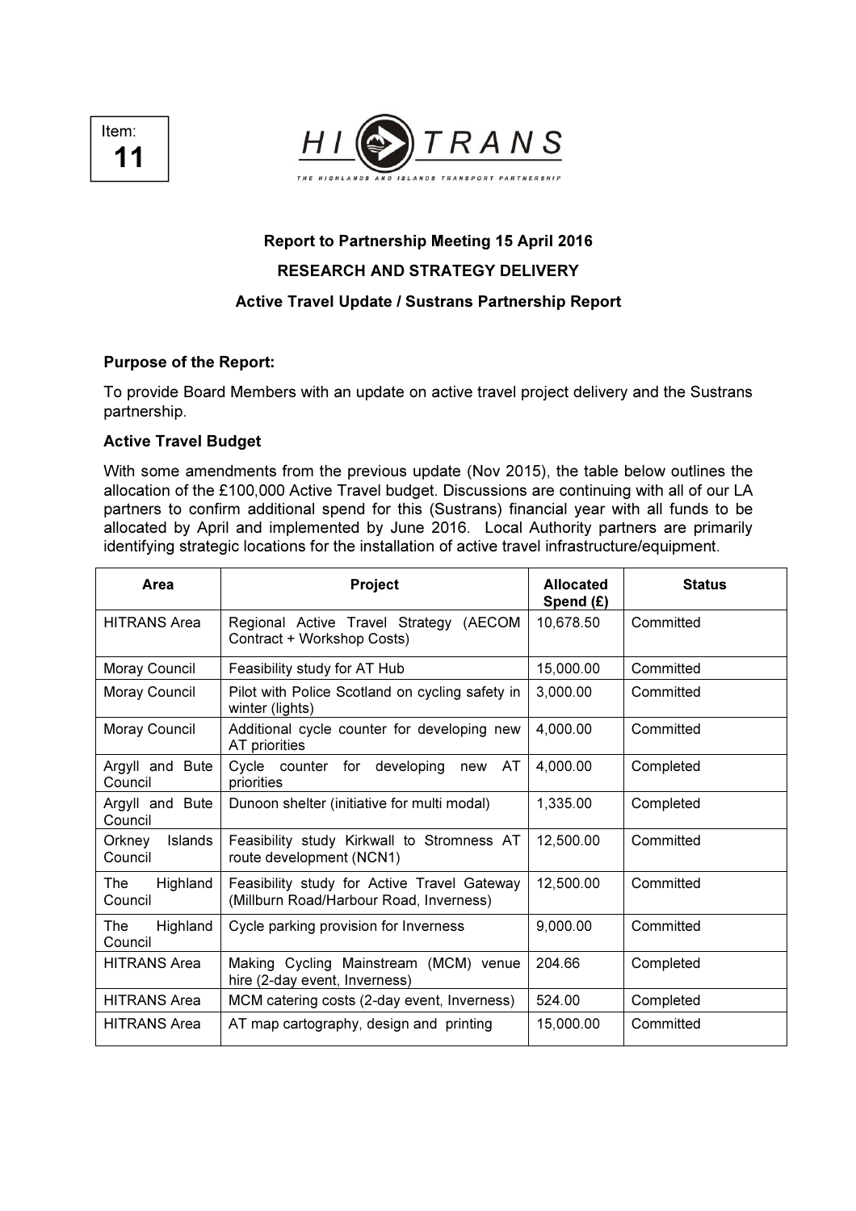Item: **11**

HITRANS

THE HIGHLANDS AND ISLANDS TRANSPORT PARTNERSHIP

**Report to Partnership Meeting 15 April 2016**

**RESEARCH AND STRATEGY DELIVERY**

**Active Travel Update / Sustrans Partnership Report**

**Purpose of the Report:**

To provide Board Members with an update on active travel project delivery and the Sustrans partnership.

**Active Travel Budget**

With some amendments from the previous update (Nov 2015), the table below outlines the allocation of the £100,000 Active Travel budget. Discussions are continuing with all of our LA partners to confirm additional spend for this (Sustrans) financial year with all funds to be allocated by April and implemented by June 2016. Local Authority partners are primarily identifying strategic locations for the installation of active travel infrastructure/equipment.

| Area | Project | Allocated Spend (£) | Status |
|---|---|---|---|
| HITRANS Area | Regional Active Travel Strategy (AECOM Contract + Workshop Costs) | 10,678.50 | Committed |
| Moray Council | Feasibility study for AT Hub | 15,000.00 | Committed |
| Moray Council | Pilot with Police Scotland on cycling safety in winter (lights) | 3,000.00 | Committed |
| Moray Council | Additional cycle counter for developing new AT priorities | 4,000.00 | Committed |
| Argyll and Bute Council | Cycle counter for developing new AT priorities | 4,000.00 | Completed |
| Argyll and Bute Council | Dunoon shelter (initiative for multi modal) | 1,335.00 | Completed |
| Orkney Islands Council | Feasibility study Kirkwall to Stromness AT route development (NCN1) | 12,500.00 | Committed |
| The Highland Council | Feasibility study for Active Travel Gateway (Millburn Road/Harbour Road, Inverness) | 12,500.00 | Committed |
| The Highland Council | Cycle parking provision for Inverness | 9,000.00 | Committed |
| HITRANS Area | Making Cycling Mainstream (MCM) venue hire (2-day event, Inverness) | 204.66 | Completed |
| HITRANS Area | MCM catering costs (2-day event, Inverness) | 524.00 | Completed |
| HITRANS Area | AT map cartography, design and printing | 15,000.00 | Committed |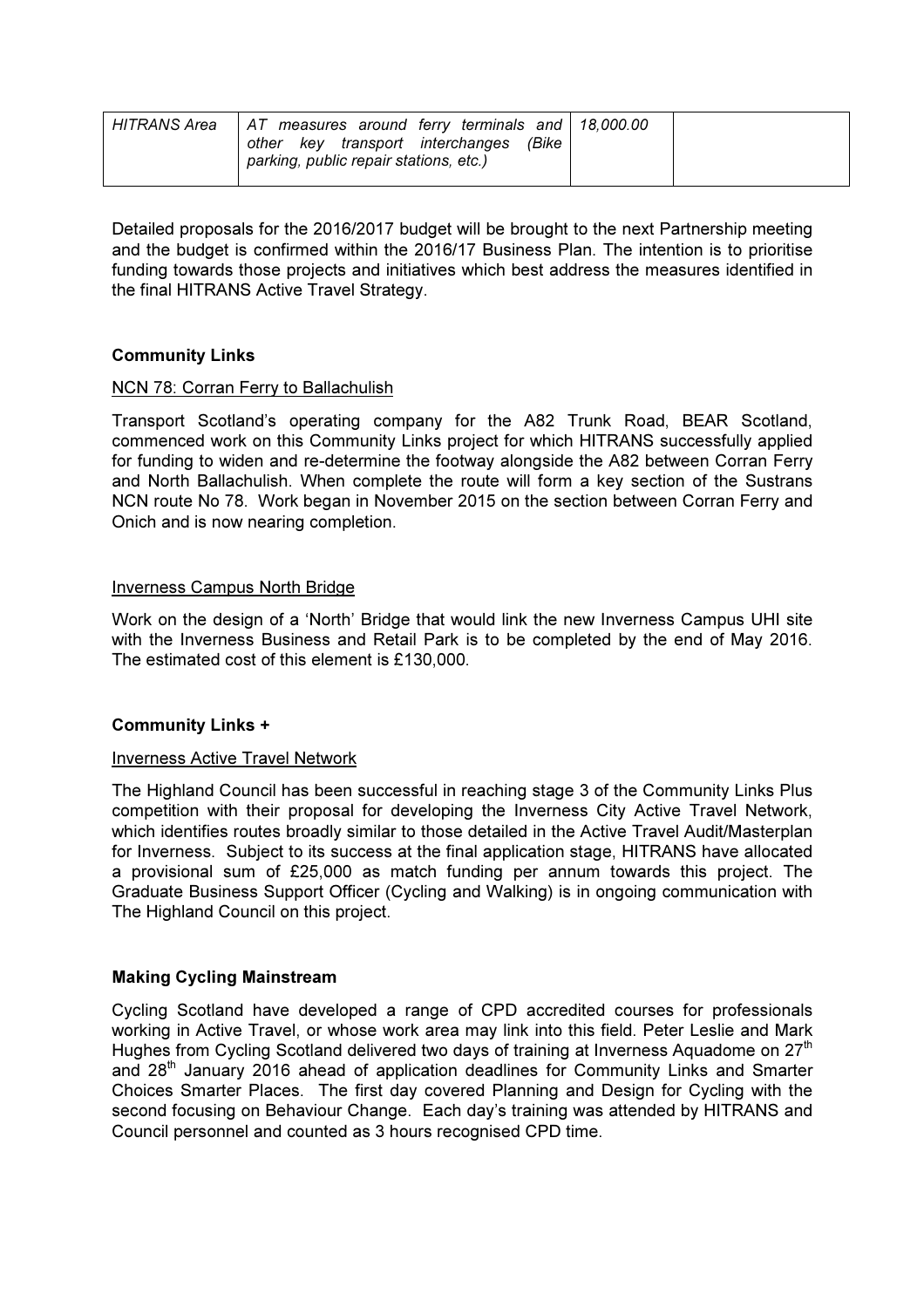| *HITRANS Area* | *AT measures around ferry terminals and other key transport interchanges (Bike parking, public repair stations, etc.)* | *18,000.00* | |
|---|---|---|---|

Detailed proposals for the 2016/2017 budget will be brought to the next Partnership meeting and the budget is confirmed within the 2016/17 Business Plan. The intention is to prioritise funding towards those projects and initiatives which best address the measures identified in the final HITRANS Active Travel Strategy.

**Community Links**

NCN 78: Corran Ferry to Ballachulish

Transport Scotland's operating company for the A82 Trunk Road, BEAR Scotland, commenced work on this Community Links project for which HITRANS successfully applied for funding to widen and re-determine the footway alongside the A82 between Corran Ferry and North Ballachulish. When complete the route will form a key section of the Sustrans NCN route No 78. Work began in November 2015 on the section between Corran Ferry and Onich and is now nearing completion.

Inverness Campus North Bridge

Work on the design of a 'North' Bridge that would link the new Inverness Campus UHI site with the Inverness Business and Retail Park is to be completed by the end of May 2016. The estimated cost of this element is £130,000.

**Community Links +**

Inverness Active Travel Network

The Highland Council has been successful in reaching stage 3 of the Community Links Plus competition with their proposal for developing the Inverness City Active Travel Network, which identifies routes broadly similar to those detailed in the Active Travel Audit/Masterplan for Inverness. Subject to its success at the final application stage, HITRANS have allocated a provisional sum of £25,000 as match funding per annum towards this project. The Graduate Business Support Officer (Cycling and Walking) is in ongoing communication with The Highland Council on this project.

**Making Cycling Mainstream**

Cycling Scotland have developed a range of CPD accredited courses for professionals working in Active Travel, or whose work area may link into this field. Peter Leslie and Mark Hughes from Cycling Scotland delivered two days of training at Inverness Aquadome on 27th and 28th January 2016 ahead of application deadlines for Community Links and Smarter Choices Smarter Places. The first day covered Planning and Design for Cycling with the second focusing on Behaviour Change. Each day's training was attended by HITRANS and Council personnel and counted as 3 hours recognised CPD time.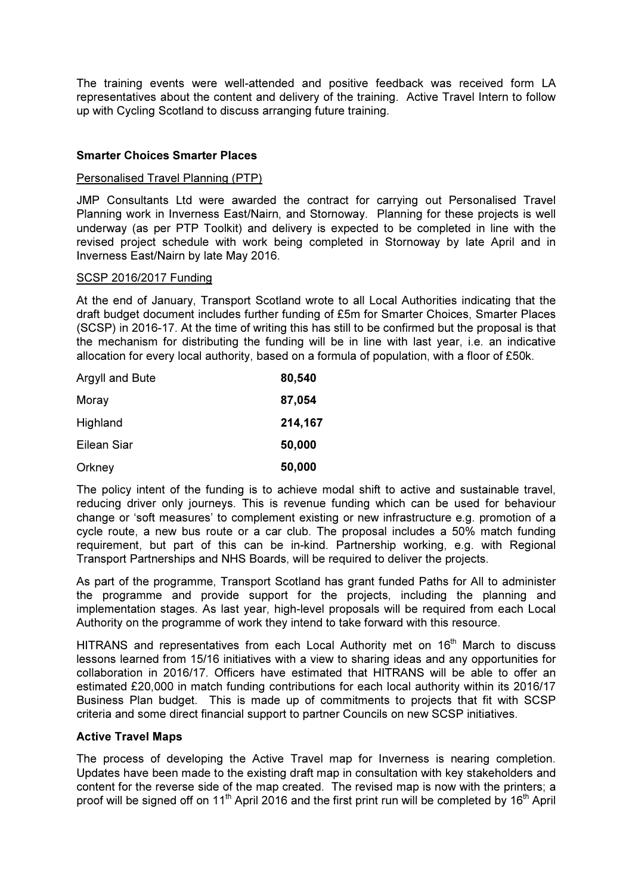The training events were well-attended and positive feedback was received form LA representatives about the content and delivery of the training. Active Travel Intern to follow up with Cycling Scotland to discuss arranging future training.

**Smarter Choices Smarter Places**

Personalised Travel Planning (PTP)

JMP Consultants Ltd were awarded the contract for carrying out Personalised Travel Planning work in Inverness East/Nairn, and Stornoway. Planning for these projects is well underway (as per PTP Toolkit) and delivery is expected to be completed in line with the revised project schedule with work being completed in Stornoway by late April and in Inverness East/Nairn by late May 2016.

SCSP 2016/2017 Funding

At the end of January, Transport Scotland wrote to all Local Authorities indicating that the draft budget document includes further funding of £5m for Smarter Choices, Smarter Places (SCSP) in 2016-17. At the time of writing this has still to be confirmed but the proposal is that the mechanism for distributing the funding will be in line with last year, i.e. an indicative allocation for every local authority, based on a formula of population, with a floor of £50k.

| | |
|---|---|
| Argyll and Bute | **80,540** |
| Moray | **87,054** |
| Highland | **214,167** |
| Eilean Siar | **50,000** |
| Orkney | **50,000** |

The policy intent of the funding is to achieve modal shift to active and sustainable travel, reducing driver only journeys. This is revenue funding which can be used for behaviour change or 'soft measures' to complement existing or new infrastructure e.g. promotion of a cycle route, a new bus route or a car club. The proposal includes a 50% match funding requirement, but part of this can be in-kind. Partnership working, e.g. with Regional Transport Partnerships and NHS Boards, will be required to deliver the projects.

As part of the programme, Transport Scotland has grant funded Paths for All to administer the programme and provide support for the projects, including the planning and implementation stages. As last year, high-level proposals will be required from each Local Authority on the programme of work they intend to take forward with this resource.

HITRANS and representatives from each Local Authority met on 16th March to discuss lessons learned from 15/16 initiatives with a view to sharing ideas and any opportunities for collaboration in 2016/17. Officers have estimated that HITRANS will be able to offer an estimated £20,000 in match funding contributions for each local authority within its 2016/17 Business Plan budget. This is made up of commitments to projects that fit with SCSP criteria and some direct financial support to partner Councils on new SCSP initiatives.

**Active Travel Maps**

The process of developing the Active Travel map for Inverness is nearing completion. Updates have been made to the existing draft map in consultation with key stakeholders and content for the reverse side of the map created. The revised map is now with the printers; a proof will be signed off on 11th April 2016 and the first print run will be completed by 16th April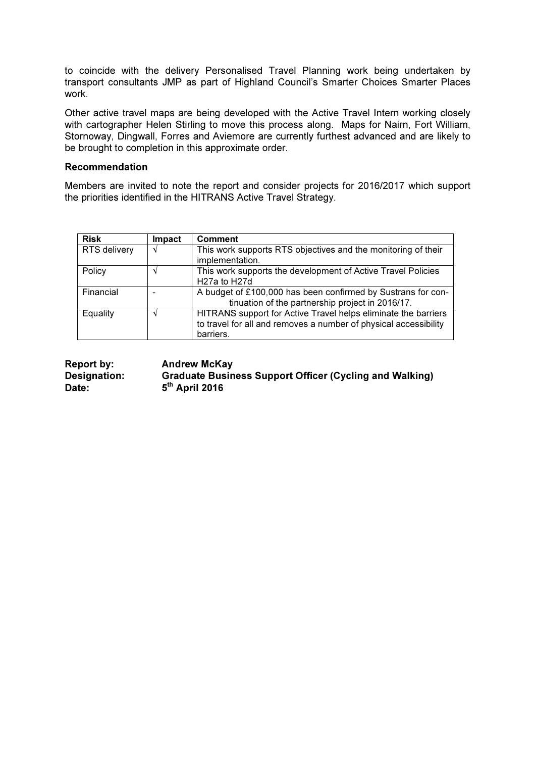to coincide with the delivery Personalised Travel Planning work being undertaken by transport consultants JMP as part of Highland Council's Smarter Choices Smarter Places work.

Other active travel maps are being developed with the Active Travel Intern working closely with cartographer Helen Stirling to move this process along. Maps for Nairn, Fort William, Stornoway, Dingwall, Forres and Aviemore are currently furthest advanced and are likely to be brought to completion in this approximate order.

**Recommendation**

Members are invited to note the report and consider projects for 2016/2017 which support the priorities identified in the HITRANS Active Travel Strategy.

| Risk | Impact | Comment |
|---|---|---|
| RTS delivery | √ | This work supports RTS objectives and the monitoring of their implementation. |
| Policy | √ | This work supports the development of Active Travel Policies H27a to H27d |
| Financial | - | A budget of £100,000 has been confirmed by Sustrans for continuation of the partnership project in 2016/17. |
| Equality | √ | HITRANS support for Active Travel helps eliminate the barriers to travel for all and removes a number of physical accessibility barriers. |

**Report by:** **Andrew McKay**
**Designation:** **Graduate Business Support Officer (Cycling and Walking)**
**Date:** **5th April 2016**